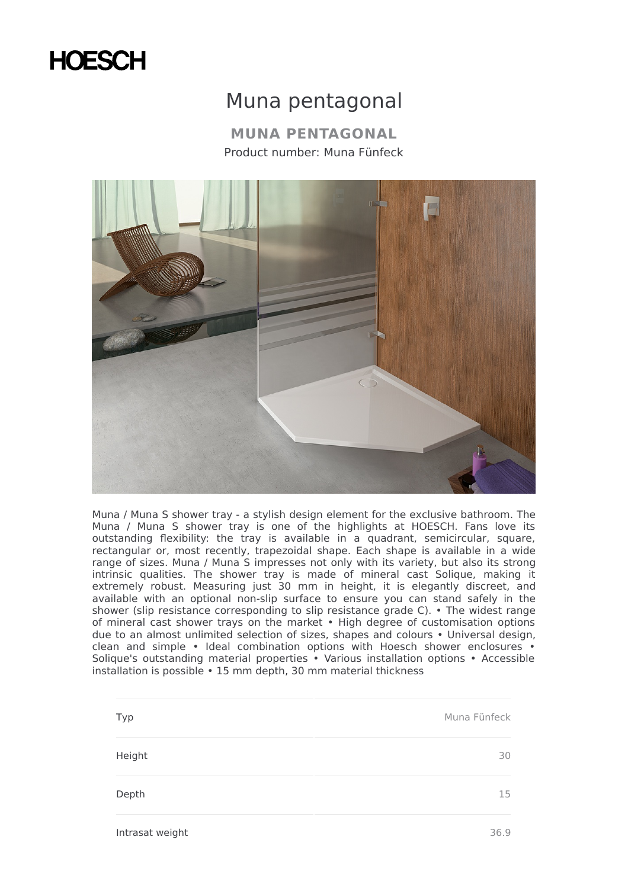HOESCH

# Muna pentagonal

## MUNA PENTAGONAL

Product number: Muna Fünfeck

Muna / Muna S shower tray - a stylish design element for the exclusive bathroom. The Muna / Muna S shower tray is one of the highlights at HOESCH. Fans love its outstanding flexibility: the tray is available in a quadrant, semicircular, square, rectangular or, most recently, trapezoidal shape. Each shape is available in a wide range of sizes. Muna / Muna S impresses not only with its variety, but also its strong intrinsic qualities. The shower tray is made of mineral cast Solique, making it extremely robust. Measuring just 30 mm in height, it is elegantly discreet, and available with an optional non-slip surface to ensure you can stand safely in the shower (slip resistance corresponding to slip resistance grade C). • The widest range of mineral cast shower trays on the market • High degree of customisation options due to an almost unlimited selection of sizes, shapes and colours • Universal design, clean and simple • Ideal combination options with Hoesch shower enclosures • Solique's outstanding material properties • Various installation options • Accessible installation is possible • 15 mm depth, 30 mm material thickness

| | |
|---|---|
| Typ | Muna Fünfeck |
| Height | 30 |
| Depth | 15 |
| Intrasat weight | 36.9 |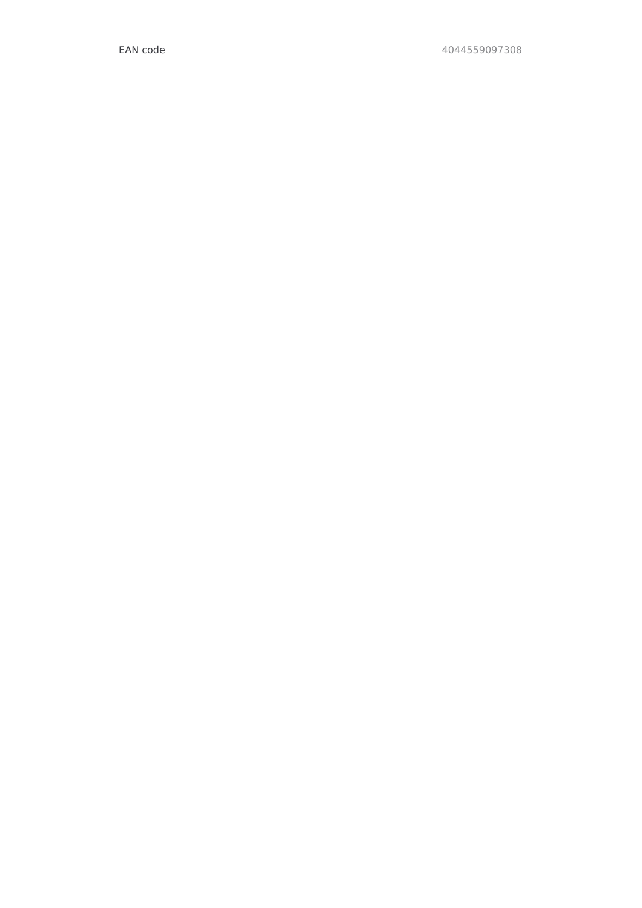| | |
|---|---|
| EAN code | 4044559097308 |